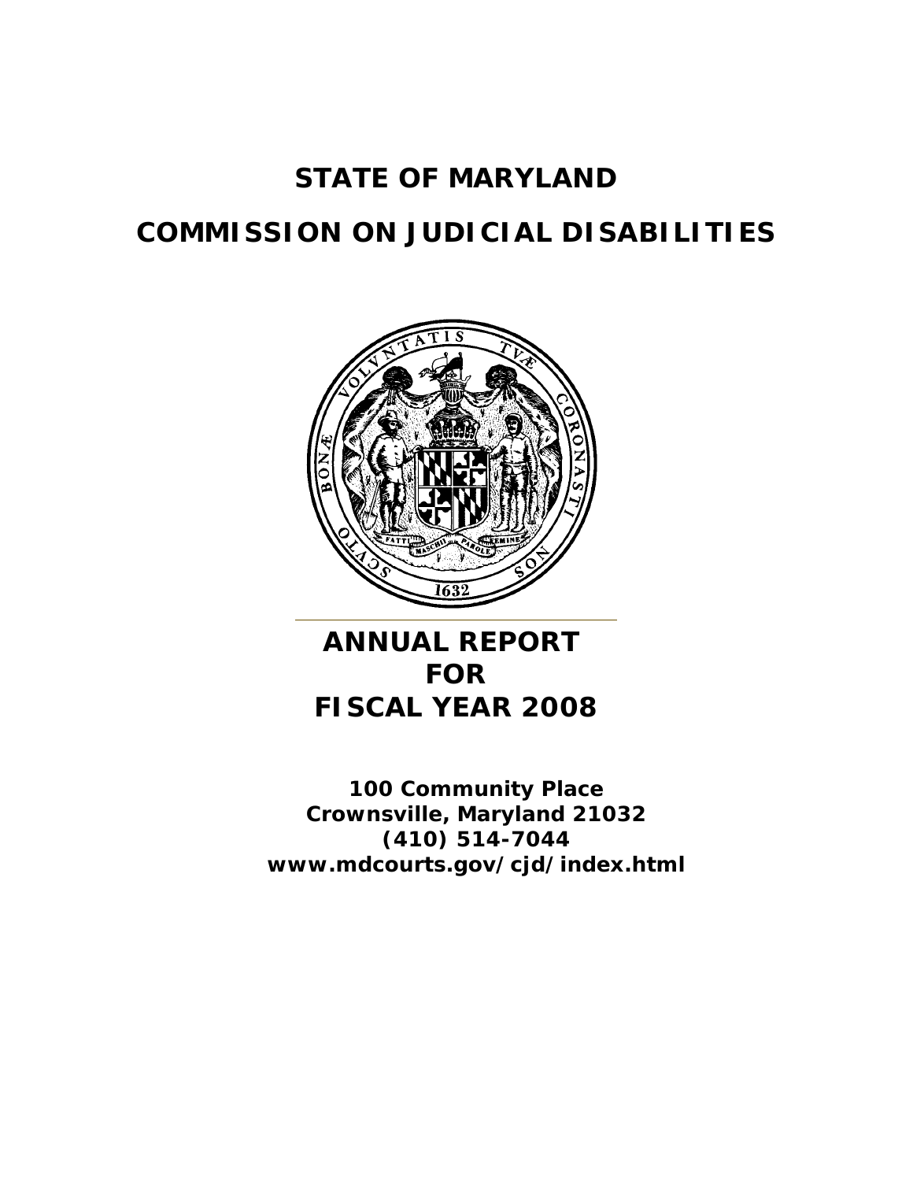# STATE OF MARYLAND

# COMMISSION ON JUDICIAL DISABILITIES

---

## ANNUAL REPORT FOR FISCAL YEAR 2008

**100 Community Place**
**Crownsville, Maryland 21032**
**(410) 514-7044**
**www.mdcourts.gov/cjd/index.html**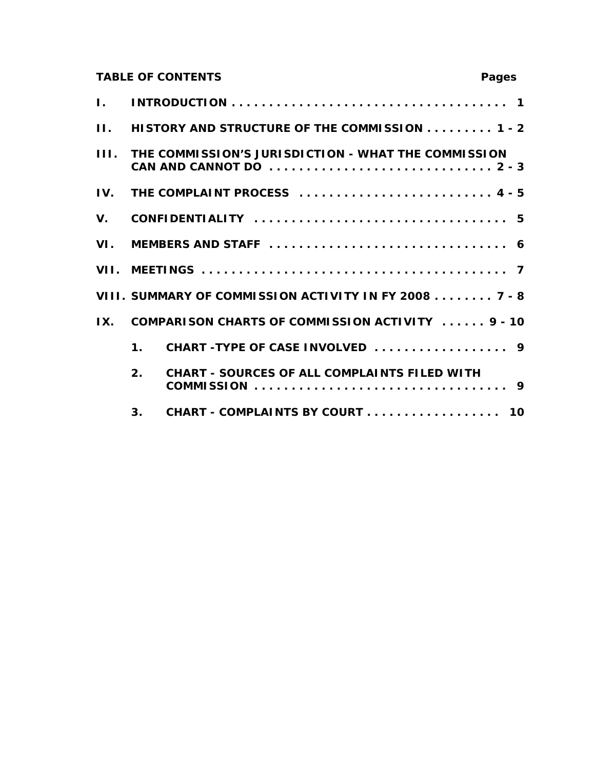**TABLE OF CONTENTS**

| | | Pages |
|---|---|---|
| I. | INTRODUCTION | 1 |
| II. | HISTORY AND STRUCTURE OF THE COMMISSION | 1 - 2 |
| III. | THE COMMISSION'S JURISDICTION - WHAT THE COMMISSION CAN AND CANNOT DO | 2 - 3 |
| IV. | THE COMPLAINT PROCESS | 4 - 5 |
| V. | CONFIDENTIALITY | 5 |
| VI. | MEMBERS AND STAFF | 6 |
| VII. | MEETINGS | 7 |
| VIII. | SUMMARY OF COMMISSION ACTIVITY IN FY 2008 | 7 - 8 |
| IX. | COMPARISON CHARTS OF COMMISSION ACTIVITY | 9 - 10 |
| | 1. CHART -TYPE OF CASE INVOLVED | 9 |
| | 2. CHART - SOURCES OF ALL COMPLAINTS FILED WITH COMMISSION | 9 |
| | 3. CHART - COMPLAINTS BY COURT | 10 |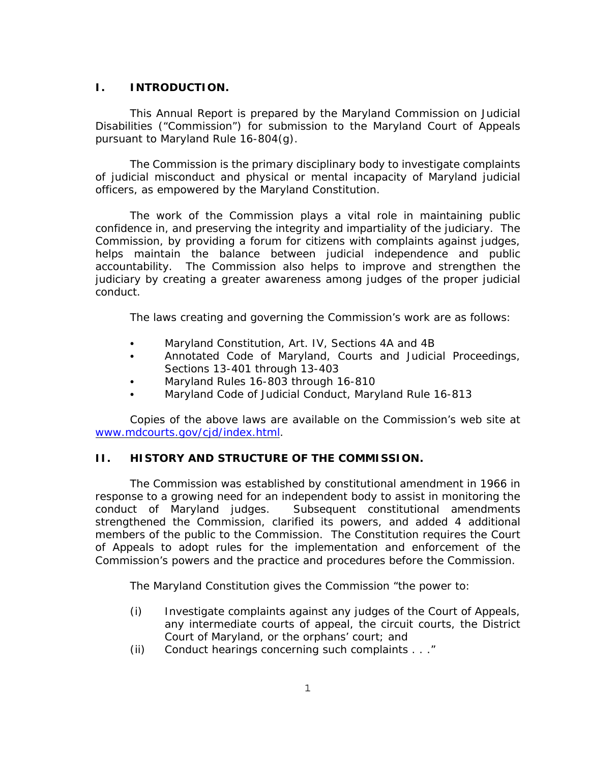## I. INTRODUCTION.

This Annual Report is prepared by the Maryland Commission on Judicial Disabilities ("Commission") for submission to the Maryland Court of Appeals pursuant to Maryland Rule 16-804(g).

The Commission is the primary disciplinary body to investigate complaints of judicial misconduct and physical or mental incapacity of Maryland judicial officers, as empowered by the Maryland Constitution.

The work of the Commission plays a vital role in maintaining public confidence in, and preserving the integrity and impartiality of the judiciary. The Commission, by providing a forum for citizens with complaints against judges, helps maintain the balance between judicial independence and public accountability. The Commission also helps to improve and strengthen the judiciary by creating a greater awareness among judges of the proper judicial conduct.

The laws creating and governing the Commission's work are as follows:

- Maryland Constitution, Art. IV, Sections 4A and 4B
- Annotated Code of Maryland, Courts and Judicial Proceedings, Sections 13-401 through 13-403
- Maryland Rules 16-803 through 16-810
- Maryland Code of Judicial Conduct, Maryland Rule 16-813

Copies of the above laws are available on the Commission's web site at www.mdcourts.gov/cjd/index.html.

## II. HISTORY AND STRUCTURE OF THE COMMISSION.

The Commission was established by constitutional amendment in 1966 in response to a growing need for an independent body to assist in monitoring the conduct of Maryland judges. Subsequent constitutional amendments strengthened the Commission, clarified its powers, and added 4 additional members of the public to the Commission. The Constitution requires the Court of Appeals to adopt rules for the implementation and enforcement of the Commission's powers and the practice and procedures before the Commission.

The Maryland Constitution gives the Commission "the power to:

(i) Investigate complaints against any judges of the Court of Appeals, any intermediate courts of appeal, the circuit courts, the District Court of Maryland, or the orphans' court; and

(ii) Conduct hearings concerning such complaints . . ."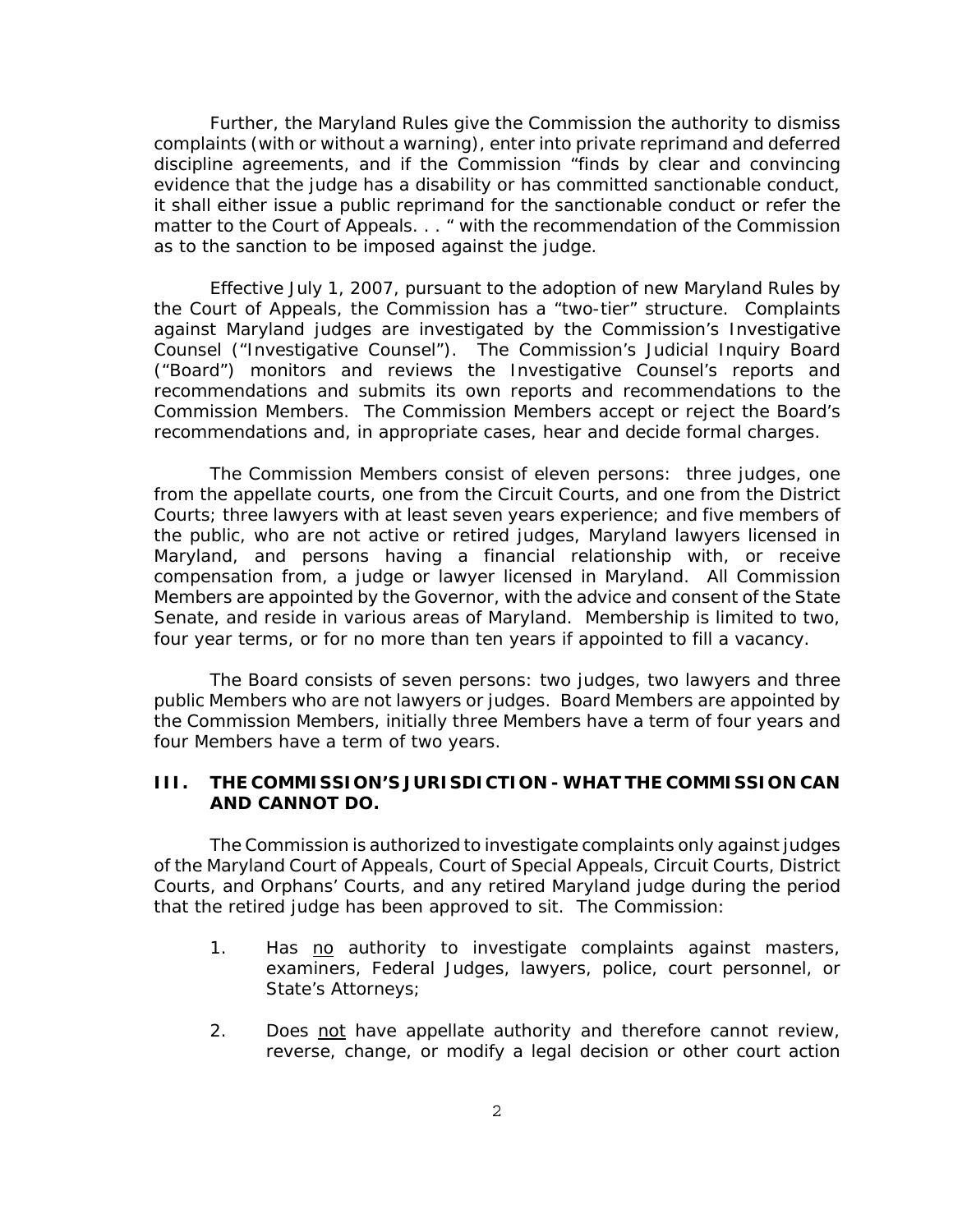Further, the Maryland Rules give the Commission the authority to dismiss complaints (with or without a warning), enter into private reprimand and deferred discipline agreements, and if the Commission "finds by clear and convincing evidence that the judge has a disability or has committed sanctionable conduct, it shall either issue a public reprimand for the sanctionable conduct or refer the matter to the Court of Appeals. . . " with the recommendation of the Commission as to the sanction to be imposed against the judge.

Effective July 1, 2007, pursuant to the adoption of new Maryland Rules by the Court of Appeals, the Commission has a "two-tier" structure. Complaints against Maryland judges are investigated by the Commission's Investigative Counsel ("Investigative Counsel"). The Commission's Judicial Inquiry Board ("Board") monitors and reviews the Investigative Counsel's reports and recommendations and submits its own reports and recommendations to the Commission Members. The Commission Members accept or reject the Board's recommendations and, in appropriate cases, hear and decide formal charges.

The Commission Members consist of eleven persons: three judges, one from the appellate courts, one from the Circuit Courts, and one from the District Courts; three lawyers with at least seven years experience; and five members of the public, who are not active or retired judges, Maryland lawyers licensed in Maryland, and persons having a financial relationship with, or receive compensation from, a judge or lawyer licensed in Maryland. All Commission Members are appointed by the Governor, with the advice and consent of the State Senate, and reside in various areas of Maryland. Membership is limited to two, four year terms, or for no more than ten years if appointed to fill a vacancy.

The Board consists of seven persons: two judges, two lawyers and three public Members who are not lawyers or judges. Board Members are appointed by the Commission Members, initially three Members have a term of four years and four Members have a term of two years.

## III. THE COMMISSION'S JURISDICTION - WHAT THE COMMISSION CAN AND CANNOT DO.

The Commission is authorized to investigate complaints only against judges of the Maryland Court of Appeals, Court of Special Appeals, Circuit Courts, District Courts, and Orphans' Courts, and any retired Maryland judge during the period that the retired judge has been approved to sit. The Commission:

1. Has <u>no</u> authority to investigate complaints against masters, examiners, Federal Judges, lawyers, police, court personnel, or State's Attorneys;

2. Does <u>not</u> have appellate authority and therefore cannot review, reverse, change, or modify a legal decision or other court action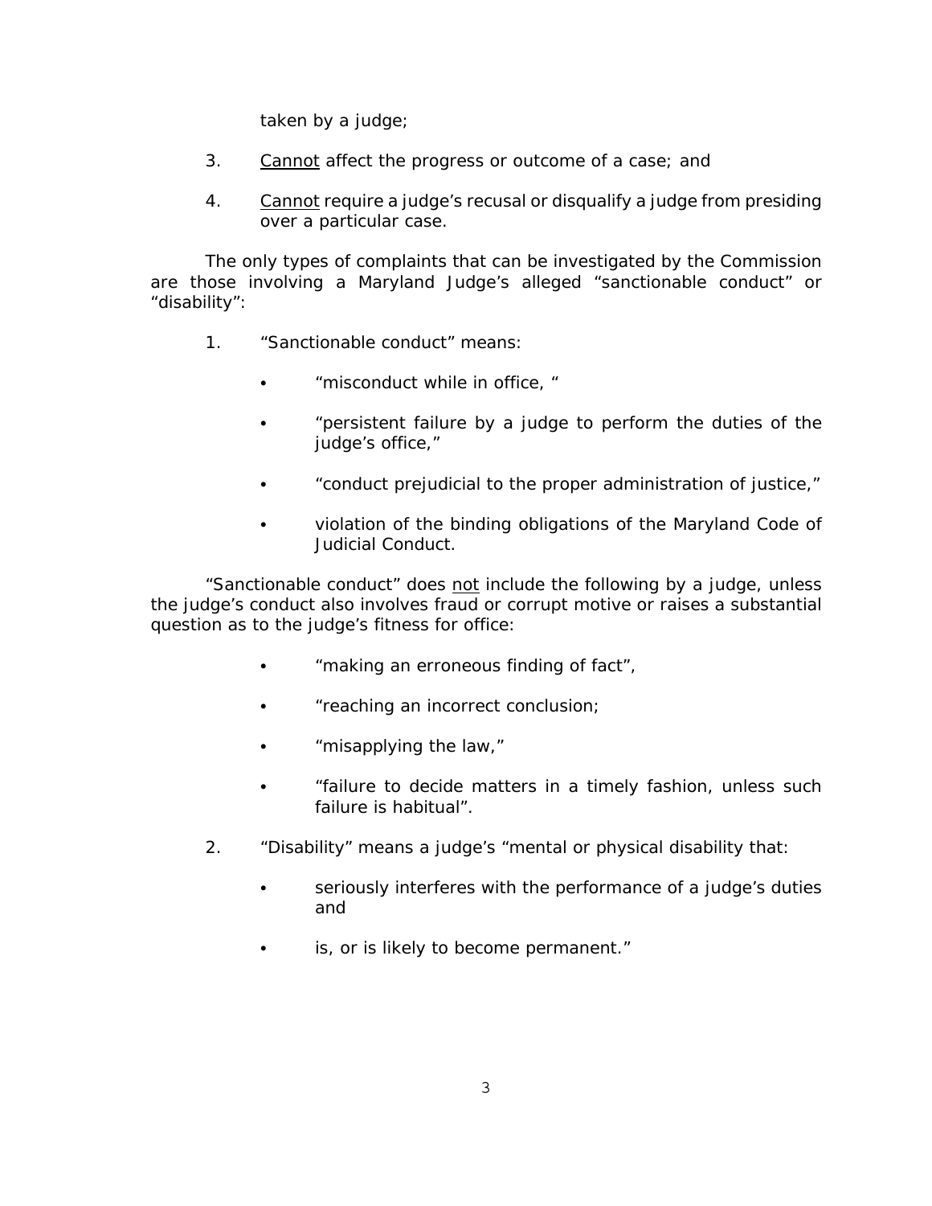taken by a judge;

3. <u>Cannot</u> affect the progress or outcome of a case; and

4. <u>Cannot</u> require a judge's recusal or disqualify a judge from presiding over a particular case.

The only types of complaints that can be investigated by the Commission are those involving a Maryland Judge's alleged "sanctionable conduct" or "disability":

1. "Sanctionable conduct" means:

   - "misconduct while in office, "
   - "persistent failure by a judge to perform the duties of the judge's office,"
   - "conduct prejudicial to the proper administration of justice,"
   - violation of the binding obligations of the Maryland Code of Judicial Conduct.

   "Sanctionable conduct" does <u>not</u> include the following by a judge, unless the judge's conduct also involves fraud or corrupt motive or raises a substantial question as to the judge's fitness for office:

   - "making an erroneous finding of fact",
   - "reaching an incorrect conclusion;
   - "misapplying the law,"
   - "failure to decide matters in a timely fashion, unless such failure is habitual".

2. "Disability" means a judge's "mental or physical disability that:

   - seriously interferes with the performance of a judge's duties and
   - is, or is likely to become permanent."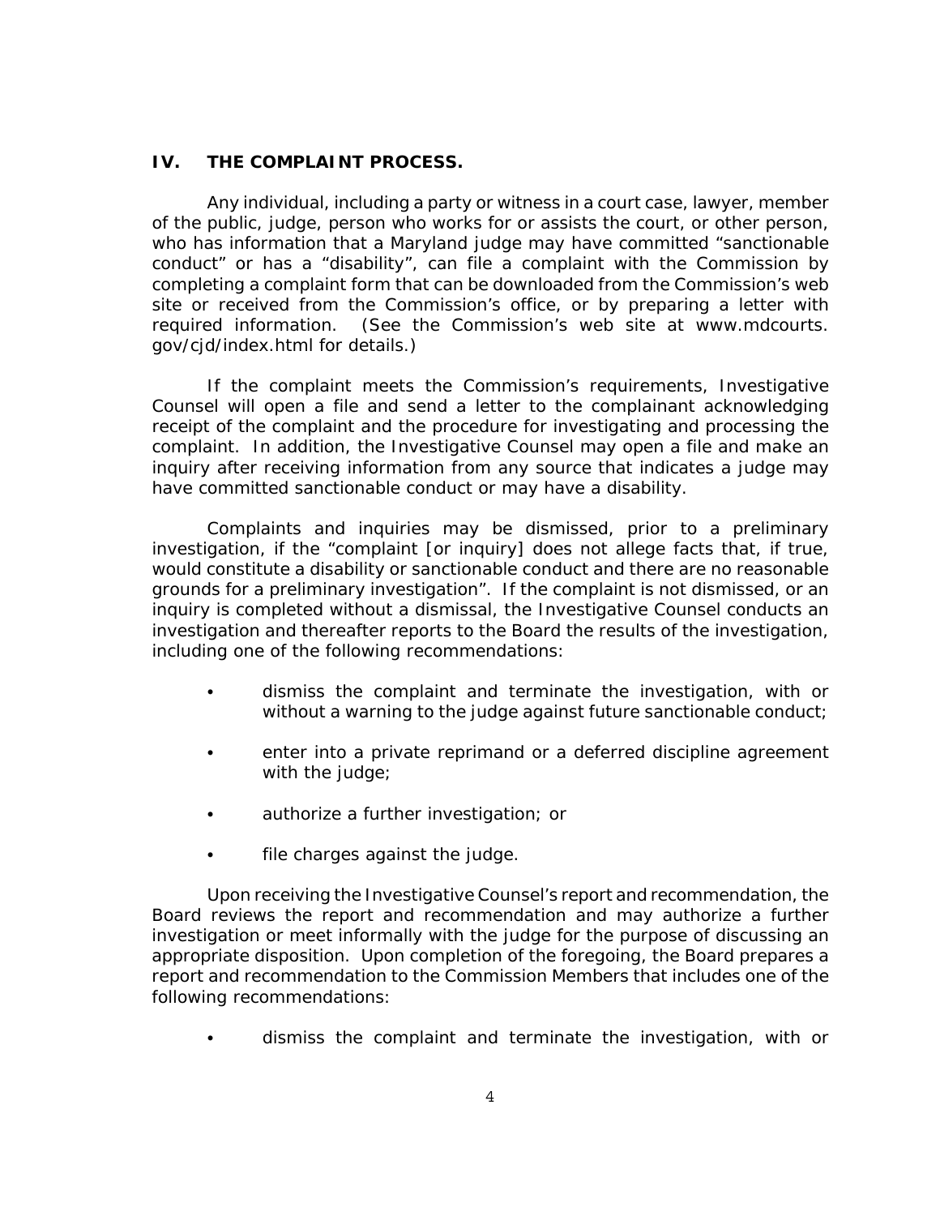## IV. THE COMPLAINT PROCESS.

Any individual, including a party or witness in a court case, lawyer, member of the public, judge, person who works for or assists the court, or other person, who has information that a Maryland judge may have committed "sanctionable conduct" or has a "disability", can file a complaint with the Commission by completing a complaint form that can be downloaded from the Commission's web site or received from the Commission's office, or by preparing a letter with required information. (See the Commission's web site at www.mdcourts.gov/cjd/index.html for details.)

If the complaint meets the Commission's requirements, Investigative Counsel will open a file and send a letter to the complainant acknowledging receipt of the complaint and the procedure for investigating and processing the complaint. In addition, the Investigative Counsel may open a file and make an inquiry after receiving information from any source that indicates a judge may have committed sanctionable conduct or may have a disability.

Complaints and inquiries may be dismissed, prior to a preliminary investigation, if the "complaint [or inquiry] does not allege facts that, if true, would constitute a disability or sanctionable conduct and there are no reasonable grounds for a preliminary investigation". If the complaint is not dismissed, or an inquiry is completed without a dismissal, the Investigative Counsel conducts an investigation and thereafter reports to the Board the results of the investigation, including one of the following recommendations:

- dismiss the complaint and terminate the investigation, with or without a warning to the judge against future sanctionable conduct;
- enter into a private reprimand or a deferred discipline agreement with the judge;
- authorize a further investigation; or
- file charges against the judge.

Upon receiving the Investigative Counsel's report and recommendation, the Board reviews the report and recommendation and may authorize a further investigation or meet informally with the judge for the purpose of discussing an appropriate disposition. Upon completion of the foregoing, the Board prepares a report and recommendation to the Commission Members that includes one of the following recommendations:

- dismiss the complaint and terminate the investigation, with or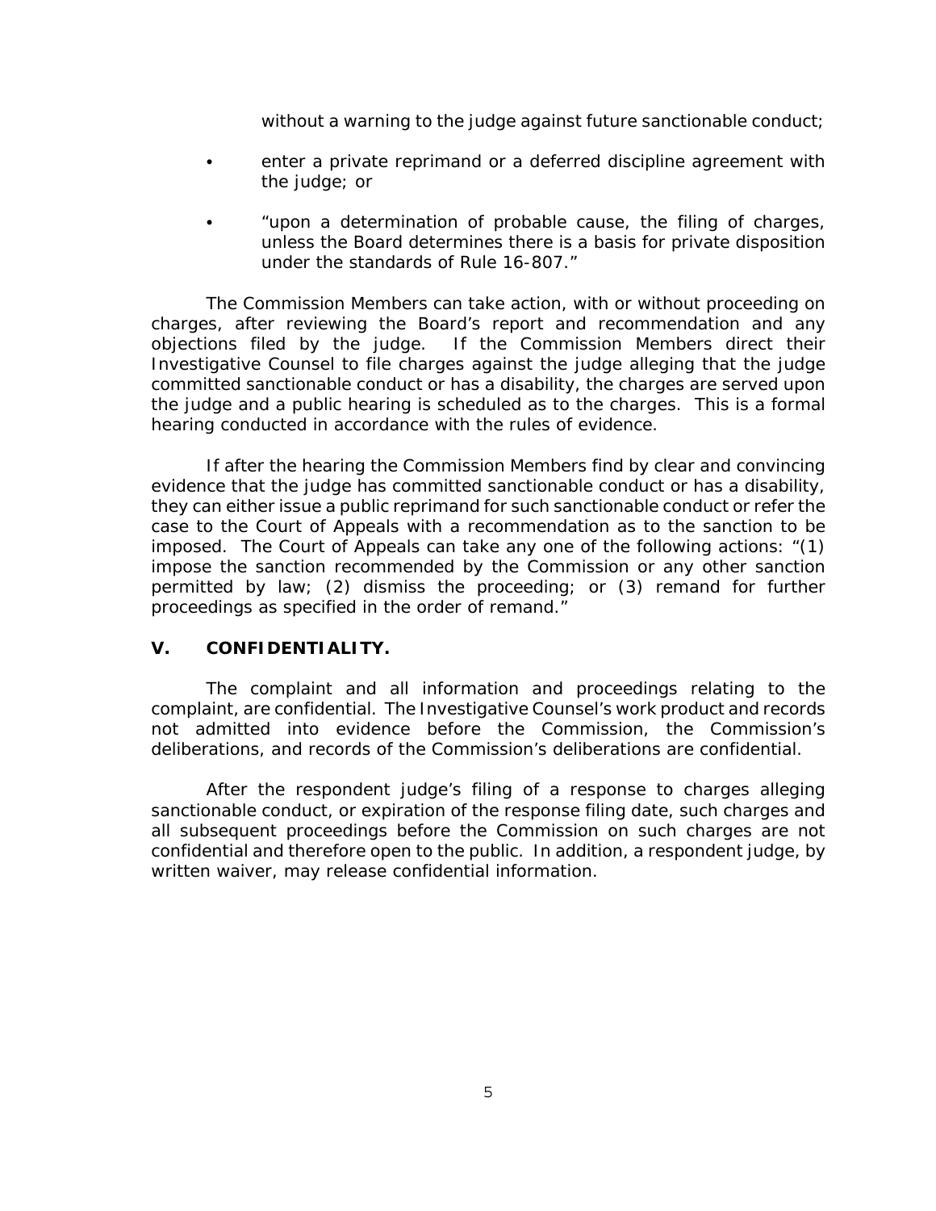without a warning to the judge against future sanctionable conduct;

- enter a private reprimand or a deferred discipline agreement with the judge; or
- "upon a determination of probable cause, the filing of charges, unless the Board determines there is a basis for private disposition under the standards of Rule 16-807."

The Commission Members can take action, with or without proceeding on charges, after reviewing the Board's report and recommendation and any objections filed by the judge. If the Commission Members direct their Investigative Counsel to file charges against the judge alleging that the judge committed sanctionable conduct or has a disability, the charges are served upon the judge and a public hearing is scheduled as to the charges. This is a formal hearing conducted in accordance with the rules of evidence.

If after the hearing the Commission Members find by clear and convincing evidence that the judge has committed sanctionable conduct or has a disability, they can either issue a public reprimand for such sanctionable conduct or refer the case to the Court of Appeals with a recommendation as to the sanction to be imposed. The Court of Appeals can take any one of the following actions: "(1) impose the sanction recommended by the Commission or any other sanction permitted by law; (2) dismiss the proceeding; or (3) remand for further proceedings as specified in the order of remand."

## V. CONFIDENTIALITY.

The complaint and all information and proceedings relating to the complaint, are confidential. The Investigative Counsel's work product and records not admitted into evidence before the Commission, the Commission's deliberations, and records of the Commission's deliberations are confidential.

After the respondent judge's filing of a response to charges alleging sanctionable conduct, or expiration of the response filing date, such charges and all subsequent proceedings before the Commission on such charges are not confidential and therefore open to the public. In addition, a respondent judge, by written waiver, may release confidential information.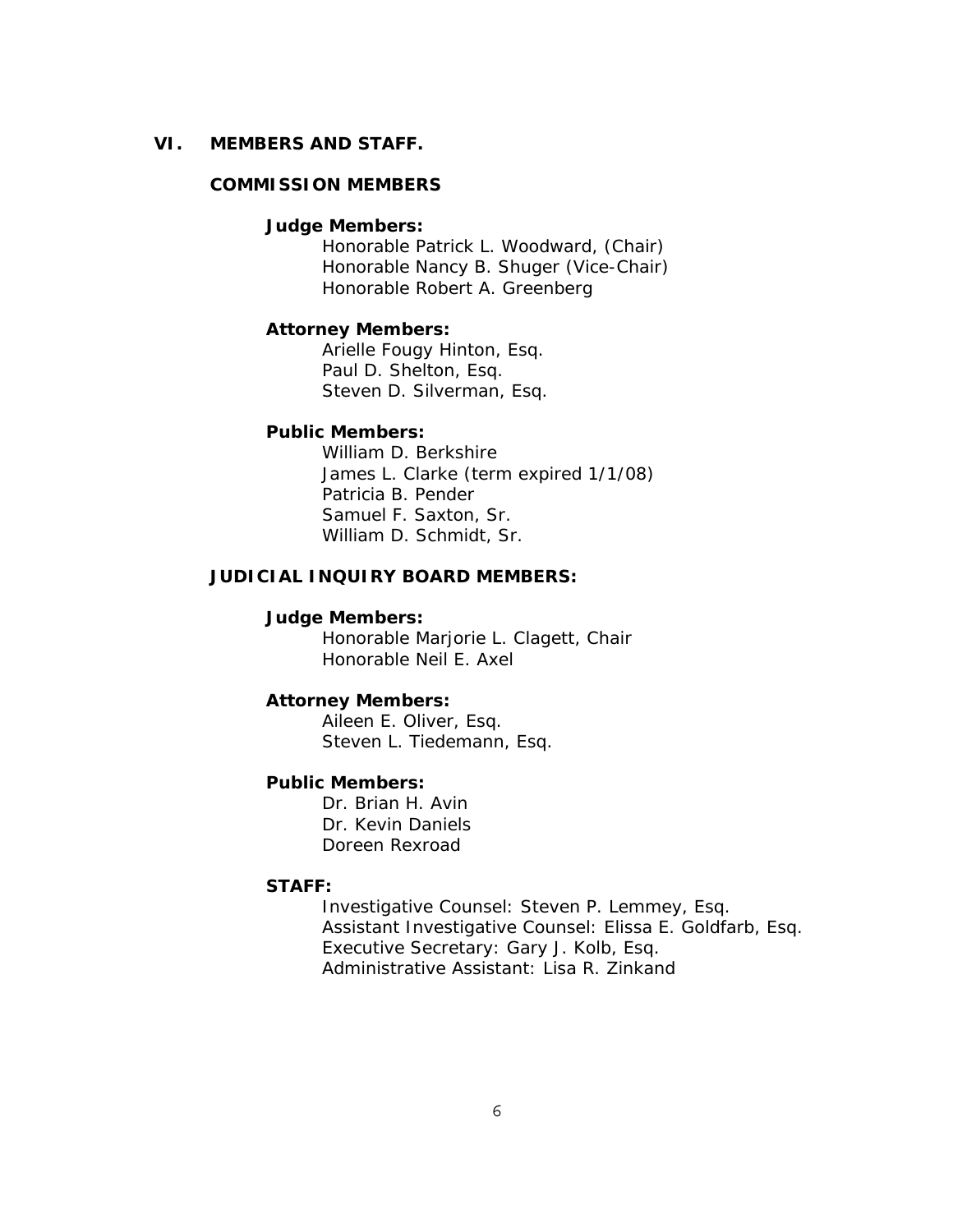## VI. MEMBERS AND STAFF.

### COMMISSION MEMBERS

**Judge Members:**

Honorable Patrick L. Woodward, (Chair)
Honorable Nancy B. Shuger (Vice-Chair)
Honorable Robert A. Greenberg

**Attorney Members:**

Arielle Fougy Hinton, Esq.
Paul D. Shelton, Esq.
Steven D. Silverman, Esq.

**Public Members:**

William D. Berkshire
James L. Clarke (term expired 1/1/08)
Patricia B. Pender
Samuel F. Saxton, Sr.
William D. Schmidt, Sr.

### JUDICIAL INQUIRY BOARD MEMBERS:

**Judge Members:**

Honorable Marjorie L. Clagett, Chair
Honorable Neil E. Axel

**Attorney Members:**

Aileen E. Oliver, Esq.
Steven L. Tiedemann, Esq.

**Public Members:**

Dr. Brian H. Avin
Dr. Kevin Daniels
Doreen Rexroad

**STAFF:**

Investigative Counsel: Steven P. Lemmey, Esq.
Assistant Investigative Counsel: Elissa E. Goldfarb, Esq.
Executive Secretary: Gary J. Kolb, Esq.
Administrative Assistant: Lisa R. Zinkand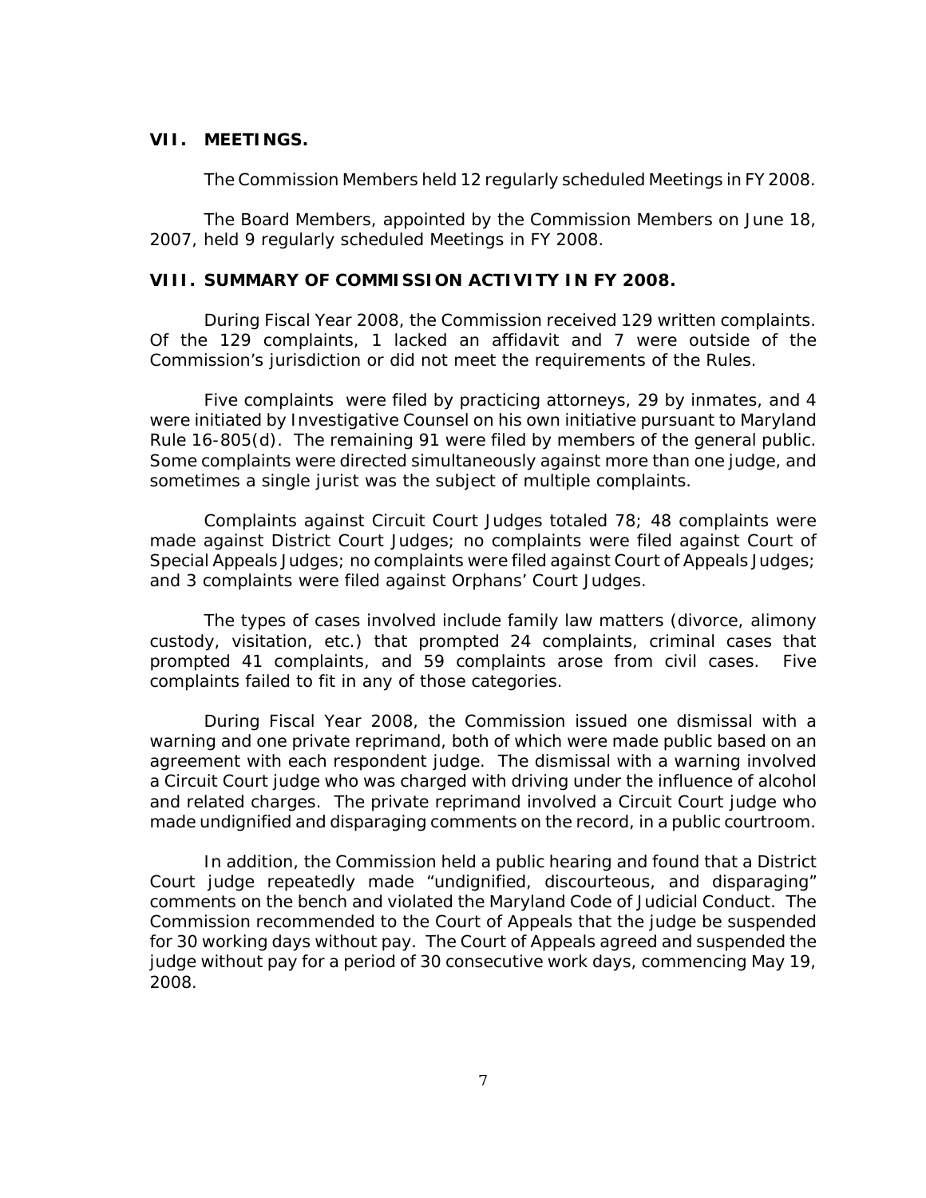## VII. MEETINGS.

The Commission Members held 12 regularly scheduled Meetings in FY 2008.

The Board Members, appointed by the Commission Members on June 18, 2007, held 9 regularly scheduled Meetings in FY 2008.

## VIII. SUMMARY OF COMMISSION ACTIVITY IN FY 2008.

During Fiscal Year 2008, the Commission received 129 written complaints. Of the 129 complaints, 1 lacked an affidavit and 7 were outside of the Commission's jurisdiction or did not meet the requirements of the Rules.

Five complaints were filed by practicing attorneys, 29 by inmates, and 4 were initiated by Investigative Counsel on his own initiative pursuant to Maryland Rule 16-805(d). The remaining 91 were filed by members of the general public. Some complaints were directed simultaneously against more than one judge, and sometimes a single jurist was the subject of multiple complaints.

Complaints against Circuit Court Judges totaled 78; 48 complaints were made against District Court Judges; no complaints were filed against Court of Special Appeals Judges; no complaints were filed against Court of Appeals Judges; and 3 complaints were filed against Orphans' Court Judges.

The types of cases involved include family law matters (divorce, alimony custody, visitation, etc.) that prompted 24 complaints, criminal cases that prompted 41 complaints, and 59 complaints arose from civil cases. Five complaints failed to fit in any of those categories.

During Fiscal Year 2008, the Commission issued one dismissal with a warning and one private reprimand, both of which were made public based on an agreement with each respondent judge. The dismissal with a warning involved a Circuit Court judge who was charged with driving under the influence of alcohol and related charges. The private reprimand involved a Circuit Court judge who made undignified and disparaging comments on the record, in a public courtroom.

In addition, the Commission held a public hearing and found that a District Court judge repeatedly made "undignified, discourteous, and disparaging" comments on the bench and violated the Maryland Code of Judicial Conduct. The Commission recommended to the Court of Appeals that the judge be suspended for 30 working days without pay. The Court of Appeals agreed and suspended the judge without pay for a period of 30 consecutive work days, commencing May 19, 2008.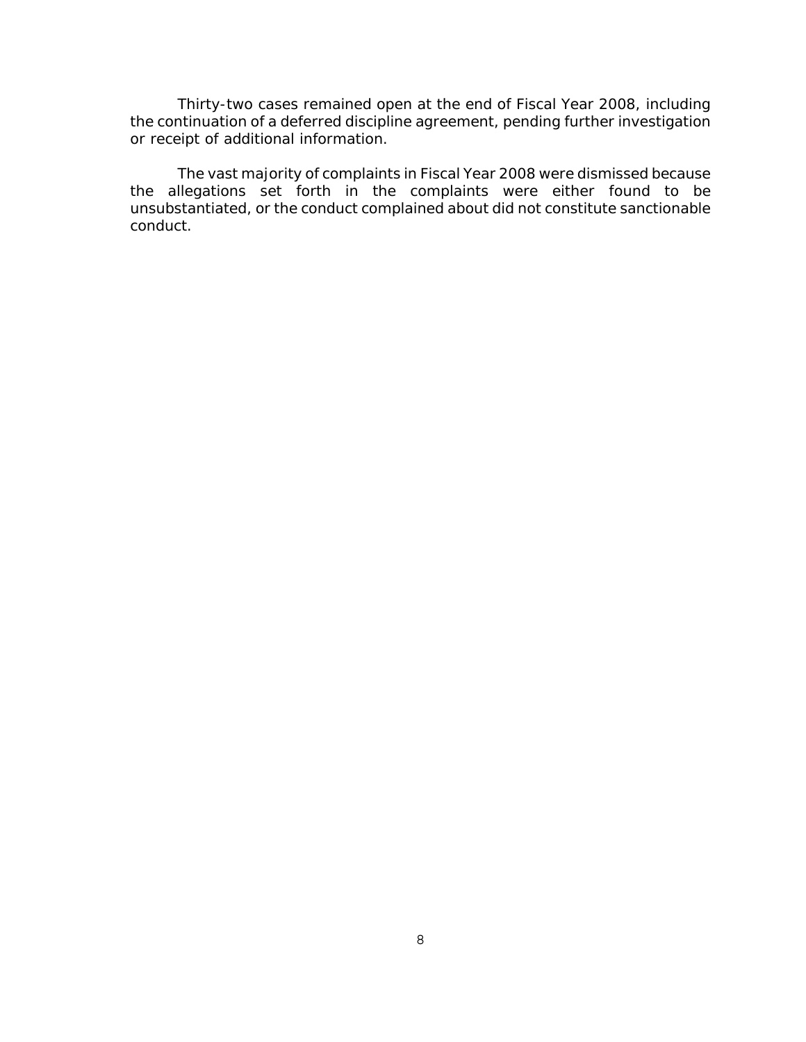Thirty-two cases remained open at the end of Fiscal Year 2008, including the continuation of a deferred discipline agreement, pending further investigation or receipt of additional information.

The vast majority of complaints in Fiscal Year 2008 were dismissed because the allegations set forth in the complaints were either found to be unsubstantiated, or the conduct complained about did not constitute sanctionable conduct.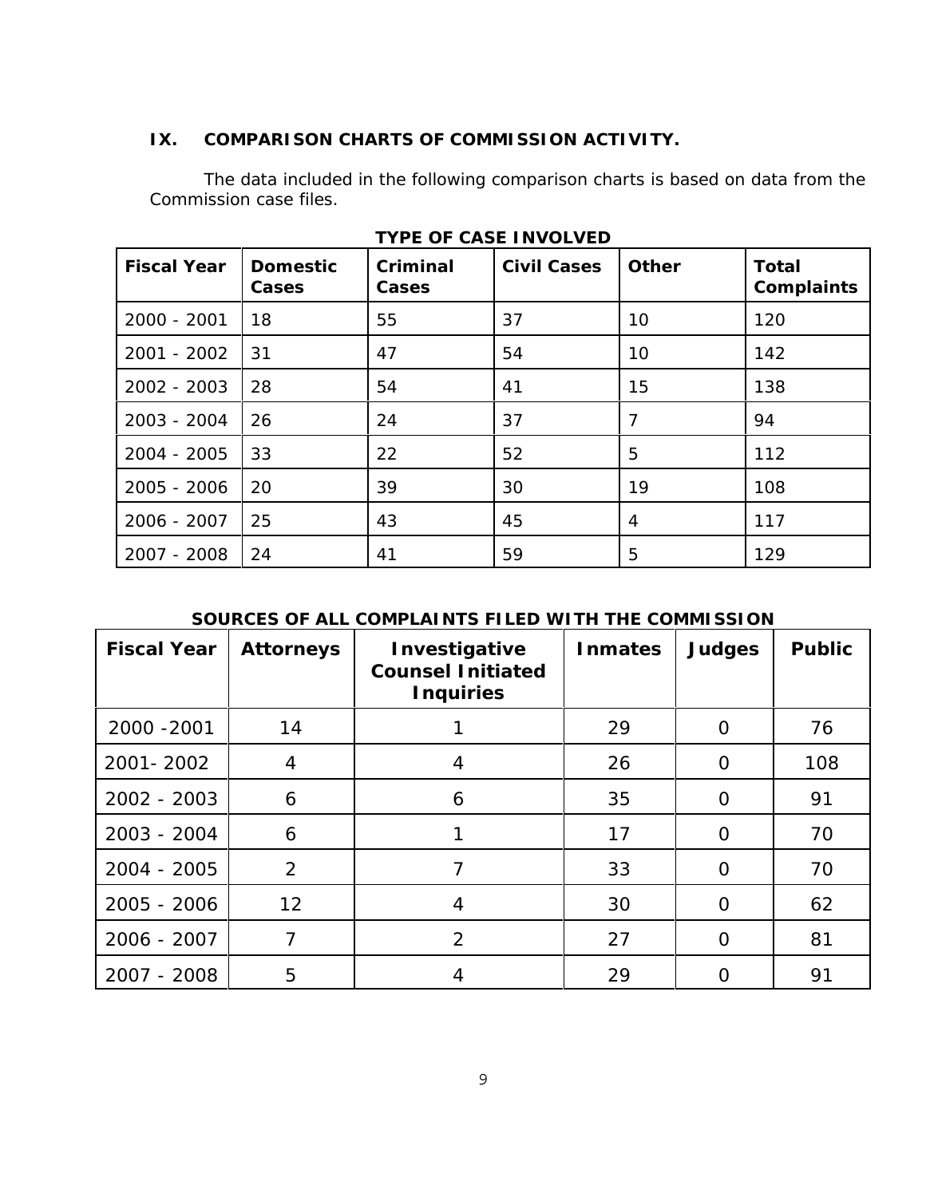## IX. COMPARISON CHARTS OF COMMISSION ACTIVITY.

The data included in the following comparison charts is based on data from the Commission case files.

**TYPE OF CASE INVOLVED**

| Fiscal Year | Domestic Cases | Criminal Cases | Civil Cases | Other | Total Complaints |
|---|---|---|---|---|---|
| 2000 - 2001 | 18 | 55 | 37 | 10 | 120 |
| 2001 - 2002 | 31 | 47 | 54 | 10 | 142 |
| 2002 - 2003 | 28 | 54 | 41 | 15 | 138 |
| 2003 - 2004 | 26 | 24 | 37 | 7 | 94 |
| 2004 - 2005 | 33 | 22 | 52 | 5 | 112 |
| 2005 - 2006 | 20 | 39 | 30 | 19 | 108 |
| 2006 - 2007 | 25 | 43 | 45 | 4 | 117 |
| 2007 - 2008 | 24 | 41 | 59 | 5 | 129 |

**SOURCES OF ALL COMPLAINTS FILED WITH THE COMMISSION**

| Fiscal Year | Attorneys | Investigative Counsel Initiated Inquiries | Inmates | Judges | Public |
|---|---|---|---|---|---|
| 2000 -2001 | 14 | 1 | 29 | 0 | 76 |
| 2001- 2002 | 4 | 4 | 26 | 0 | 108 |
| 2002 - 2003 | 6 | 6 | 35 | 0 | 91 |
| 2003 - 2004 | 6 | 1 | 17 | 0 | 70 |
| 2004 - 2005 | 2 | 7 | 33 | 0 | 70 |
| 2005 - 2006 | 12 | 4 | 30 | 0 | 62 |
| 2006 - 2007 | 7 | 2 | 27 | 0 | 81 |
| 2007 - 2008 | 5 | 4 | 29 | 0 | 91 |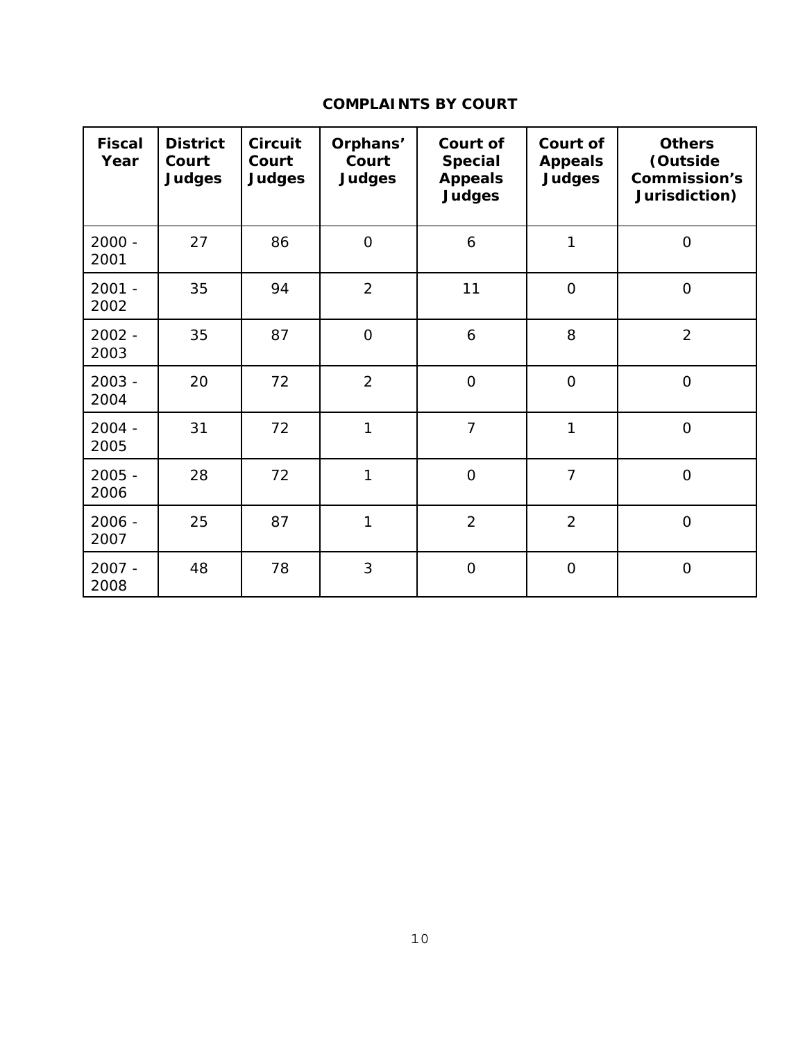## COMPLAINTS BY COURT

| Fiscal Year | District Court Judges | Circuit Court Judges | Orphans' Court Judges | Court of Special Appeals Judges | Court of Appeals Judges | Others (Outside Commission's Jurisdiction) |
|---|---|---|---|---|---|---|
| 2000 - 2001 | 27 | 86 | 0 | 6 | 1 | 0 |
| 2001 - 2002 | 35 | 94 | 2 | 11 | 0 | 0 |
| 2002 - 2003 | 35 | 87 | 0 | 6 | 8 | 2 |
| 2003 - 2004 | 20 | 72 | 2 | 0 | 0 | 0 |
| 2004 - 2005 | 31 | 72 | 1 | 7 | 1 | 0 |
| 2005 - 2006 | 28 | 72 | 1 | 0 | 7 | 0 |
| 2006 - 2007 | 25 | 87 | 1 | 2 | 2 | 0 |
| 2007 - 2008 | 48 | 78 | 3 | 0 | 0 | 0 |